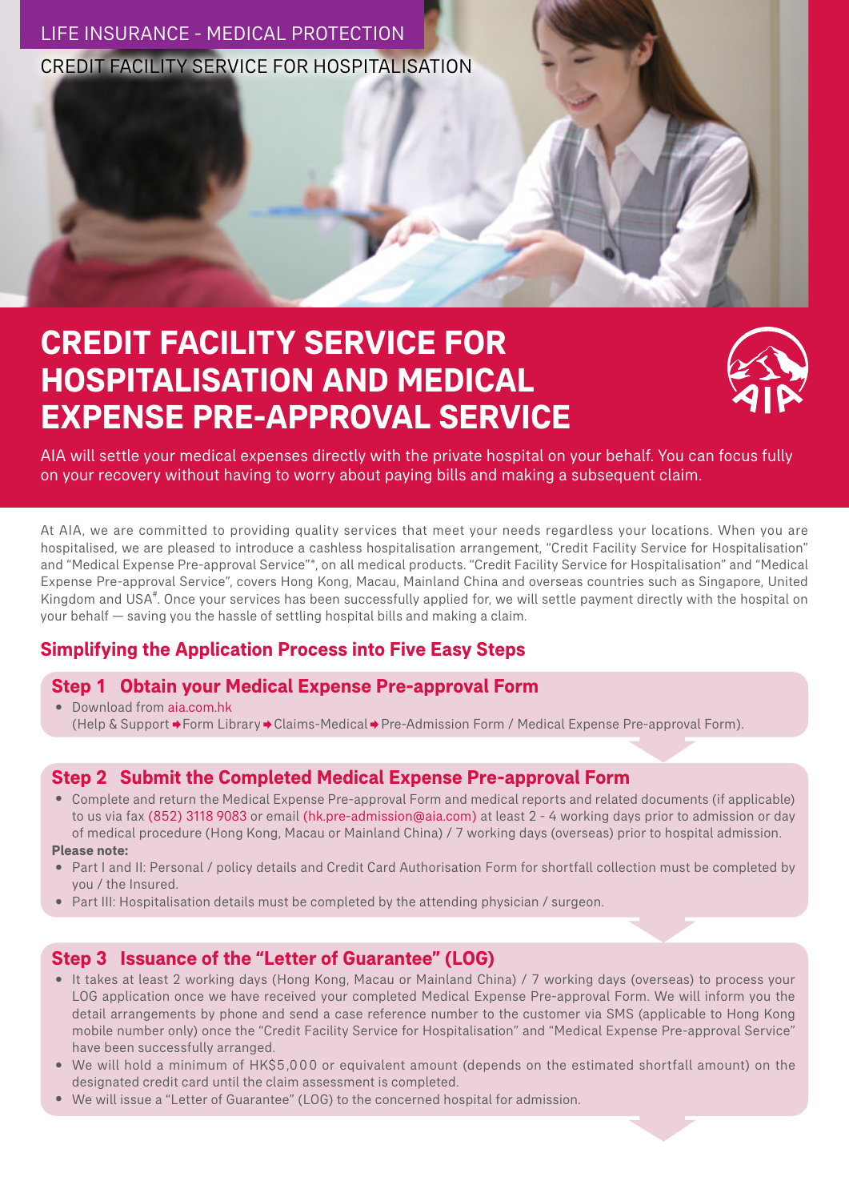LIFE INSURANCE - MEDICAL PROTECTION

CREDIT FACILITY SERVICE FOR HOSPITALISATION

# CREDIT FACILITY SERVICE FOR HOSPITALISATION AND MEDICAL EXPENSE PRE-APPROVAL SERVICE

AIA will settle your medical expenses directly with the private hospital on your behalf. You can focus fully on your recovery without having to worry about paying bills and making a subsequent claim.

At AIA, we are committed to providing quality services that meet your needs regardless your locations. When you are hospitalised, we are pleased to introduce a cashless hospitalisation arrangement, "Credit Facility Service for Hospitalisation" and "Medical Expense Pre-approval Service"*, on all medical products. "Credit Facility Service for Hospitalisation" and "Medical Expense Pre-approval Service", covers Hong Kong, Macau, Mainland China and overseas countries such as Singapore, United Kingdom and USA#. Once your services has been successfully applied for, we will settle payment directly with the hospital on your behalf — saving you the hassle of settling hospital bills and making a claim.

## Simplifying the Application Process into Five Easy Steps

### Step 1 Obtain your Medical Expense Pre-approval Form

- Download from aia.com.hk (Help & Support ➔ Form Library ➔ Claims-Medical ➔ Pre-Admission Form / Medical Expense Pre-approval Form).

### Step 2 Submit the Completed Medical Expense Pre-approval Form

- Complete and return the Medical Expense Pre-approval Form and medical reports and related documents (if applicable) to us via fax (852) 3118 9083 or email (hk.pre-admission@aia.com) at least 2 - 4 working days prior to admission or day of medical procedure (Hong Kong, Macau or Mainland China) / 7 working days (overseas) prior to hospital admission.

**Please note:**

- Part I and II: Personal / policy details and Credit Card Authorisation Form for shortfall collection must be completed by you / the Insured.
- Part III: Hospitalisation details must be completed by the attending physician / surgeon.

### Step 3 Issuance of the "Letter of Guarantee" (LOG)

- It takes at least 2 working days (Hong Kong, Macau or Mainland China) / 7 working days (overseas) to process your LOG application once we have received your completed Medical Expense Pre-approval Form. We will inform you the detail arrangements by phone and send a case reference number to the customer via SMS (applicable to Hong Kong mobile number only) once the "Credit Facility Service for Hospitalisation" and "Medical Expense Pre-approval Service" have been successfully arranged.
- We will hold a minimum of HK$5,000 or equivalent amount (depends on the estimated shortfall amount) on the designated credit card until the claim assessment is completed.
- We will issue a "Letter of Guarantee" (LOG) to the concerned hospital for admission.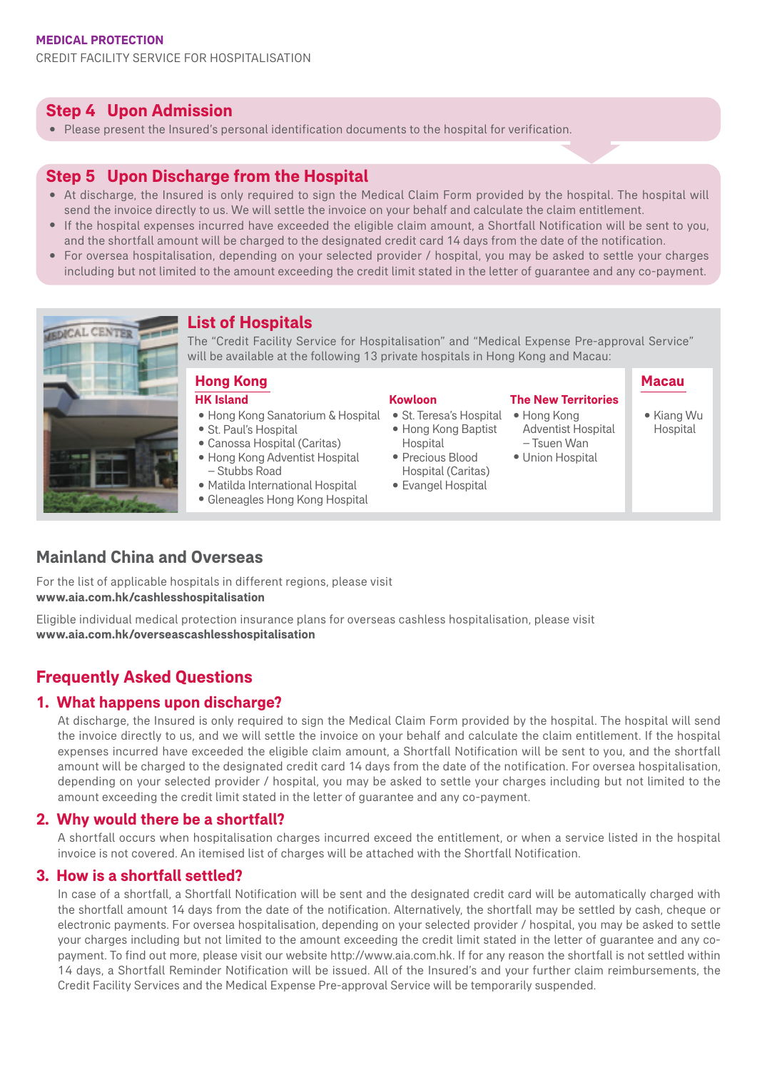MEDICAL PROTECTION
CREDIT FACILITY SERVICE FOR HOSPITALISATION

## Step 4 Upon Admission

- Please present the Insured's personal identification documents to the hospital for verification.

## Step 5 Upon Discharge from the Hospital

- At discharge, the Insured is only required to sign the Medical Claim Form provided by the hospital. The hospital will send the invoice directly to us. We will settle the invoice on your behalf and calculate the claim entitlement.
- If the hospital expenses incurred have exceeded the eligible claim amount, a Shortfall Notification will be sent to you, and the shortfall amount will be charged to the designated credit card 14 days from the date of the notification.
- For oversea hospitalisation, depending on your selected provider / hospital, you may be asked to settle your charges including but not limited to the amount exceeding the credit limit stated in the letter of guarantee and any co-payment.

## List of Hospitals

The "Credit Facility Service for Hospitalisation" and "Medical Expense Pre-approval Service" will be available at the following 13 private hospitals in Hong Kong and Macau:

### Hong Kong

**HK Island**

- Hong Kong Sanatorium & Hospital
- St. Paul's Hospital
- Canossa Hospital (Caritas)
- Hong Kong Adventist Hospital – Stubbs Road
- Matilda International Hospital
- Gleneagles Hong Kong Hospital

**Kowloon**

- St. Teresa's Hospital
- Hong Kong Baptist Hospital
- Precious Blood Hospital (Caritas)
- Evangel Hospital

**The New Territories**

- Hong Kong Adventist Hospital – Tsuen Wan
- Union Hospital

### Macau

- Kiang Wu Hospital

## Mainland China and Overseas

For the list of applicable hospitals in different regions, please visit
**www.aia.com.hk/cashlesshospitalisation**

Eligible individual medical protection insurance plans for overseas cashless hospitalisation, please visit
**www.aia.com.hk/overseascashlesshospitalisation**

## Frequently Asked Questions

### 1. What happens upon discharge?

At discharge, the Insured is only required to sign the Medical Claim Form provided by the hospital. The hospital will send the invoice directly to us, and we will settle the invoice on your behalf and calculate the claim entitlement. If the hospital expenses incurred have exceeded the eligible claim amount, a Shortfall Notification will be sent to you, and the shortfall amount will be charged to the designated credit card 14 days from the date of the notification. For oversea hospitalisation, depending on your selected provider / hospital, you may be asked to settle your charges including but not limited to the amount exceeding the credit limit stated in the letter of guarantee and any co-payment.

### 2. Why would there be a shortfall?

A shortfall occurs when hospitalisation charges incurred exceed the entitlement, or when a service listed in the hospital invoice is not covered. An itemised list of charges will be attached with the Shortfall Notification.

### 3. How is a shortfall settled?

In case of a shortfall, a Shortfall Notification will be sent and the designated credit card will be automatically charged with the shortfall amount 14 days from the date of the notification. Alternatively, the shortfall may be settled by cash, cheque or electronic payments. For oversea hospitalisation, depending on your selected provider / hospital, you may be asked to settle your charges including but not limited to the amount exceeding the credit limit stated in the letter of guarantee and any co-payment. To find out more, please visit our website http://www.aia.com.hk. If for any reason the shortfall is not settled within 14 days, a Shortfall Reminder Notification will be issued. All of the Insured's and your further claim reimbursements, the Credit Facility Services and the Medical Expense Pre-approval Service will be temporarily suspended.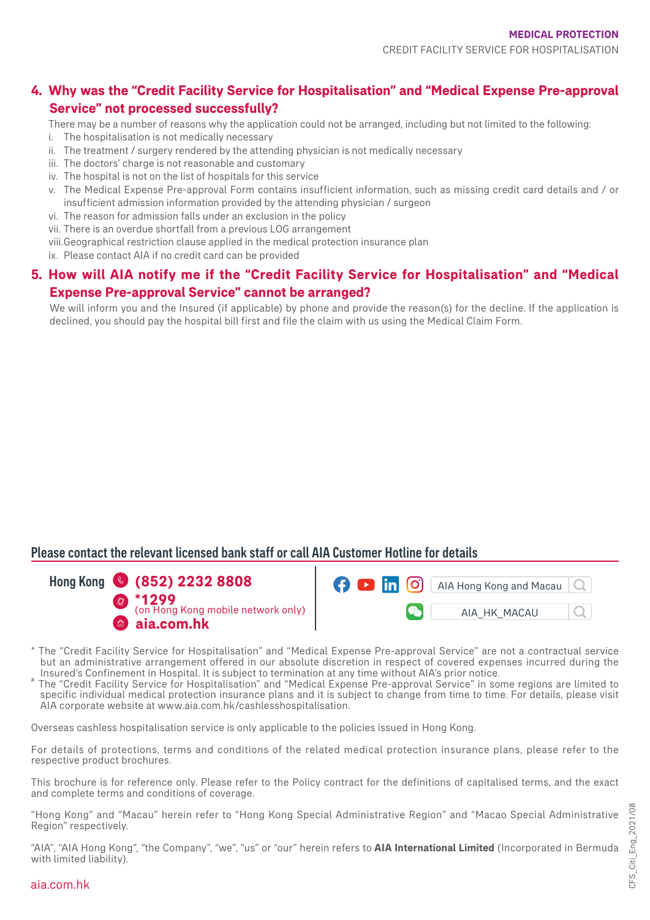## 4. Why was the "Credit Facility Service for Hospitalisation" and "Medical Expense Pre-approval Service" not processed successfully?

There may be a number of reasons why the application could not be arranged, including but not limited to the following:

i. The hospitalisation is not medically necessary
ii. The treatment / surgery rendered by the attending physician is not medically necessary
iii. The doctors' charge is not reasonable and customary
iv. The hospital is not on the list of hospitals for this service
v. The Medical Expense Pre-approval Form contains insufficient information, such as missing credit card details and / or insufficient admission information provided by the attending physician / surgeon
vi. The reason for admission falls under an exclusion in the policy
vii. There is an overdue shortfall from a previous LOG arrangement
viii. Geographical restriction clause applied in the medical protection insurance plan
ix. Please contact AIA if no credit card can be provided

## 5. How will AIA notify me if the "Credit Facility Service for Hospitalisation" and "Medical Expense Pre-approval Service" cannot be arranged?

We will inform you and the Insured (if applicable) by phone and provide the reason(s) for the decline. If the application is declined, you should pay the hospital bill first and file the claim with us using the Medical Claim Form.

### Please contact the relevant licensed bank staff or call AIA Customer Hotline for details

**Hong Kong**
- **(852) 2232 8808**
- ***1299** (on Hong Kong mobile network only)
- **aia.com.hk**

AIA Hong Kong and Macau

AIA_HK_MACAU

* The "Credit Facility Service for Hospitalisation" and "Medical Expense Pre-approval Service" are not a contractual service but an administrative arrangement offered in our absolute discretion in respect of covered expenses incurred during the Insured's Confinement in Hospital. It is subject to termination at any time without AIA's prior notice.

# The "Credit Facility Service for Hospitalisation" and "Medical Expense Pre-approval Service" in some regions are limited to specific individual medical protection insurance plans and it is subject to change from time to time. For details, please visit AIA corporate website at www.aia.com.hk/cashlesshospitalisation.

Overseas cashless hospitalisation service is only applicable to the policies issued in Hong Kong.

For details of protections, terms and conditions of the related medical protection insurance plans, please refer to the respective product brochures.

This brochure is for reference only. Please refer to the Policy contract for the definitions of capitalised terms, and the exact and complete terms and conditions of coverage.

"Hong Kong" and "Macau" herein refer to "Hong Kong Special Administrative Region" and "Macao Special Administrative Region" respectively.

"AIA", "AIA Hong Kong", "the Company", "we", "us" or "our" herein refers to **AIA International Limited** (Incorporated in Bermuda with limited liability).

aia.com.hk

CFS_Citi_Eng_2021/08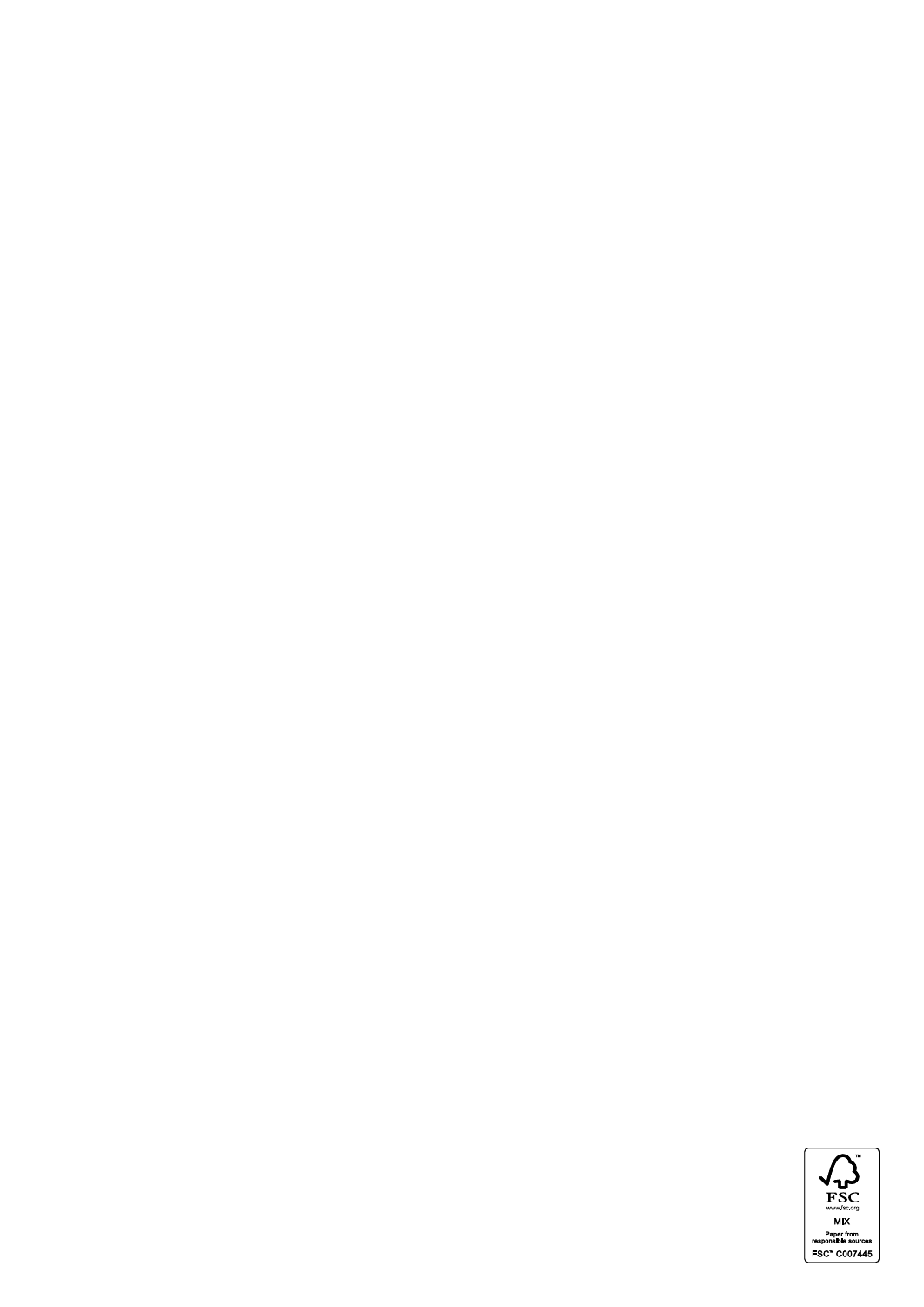FSC

www.fsc.org

MIX

Paper from responsible sources

FSC™ C007445